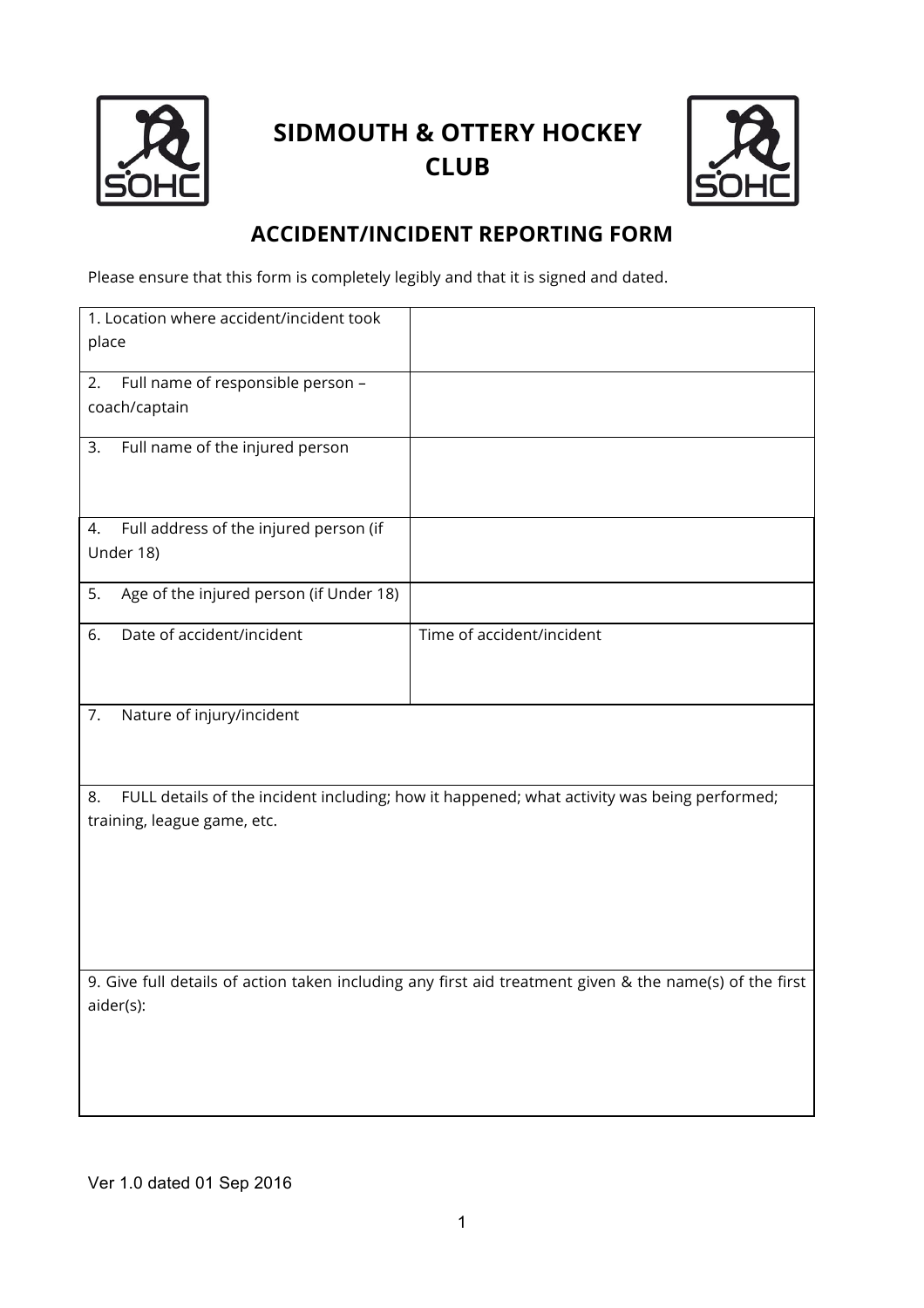# SIDMOUTH & OTTERY HOCKEY CLUB

## ACCIDENT/INCIDENT REPORTING FORM

Please ensure that this form is completely legibly and that it is signed and dated.

| | |
|---|---|
| 1. Location where accident/incident took place | |
| 2. Full name of responsible person – coach/captain | |
| 3. Full name of the injured person | |
| 4. Full address of the injured person (if Under 18) | |
| 5. Age of the injured person (if Under 18) | |
| 6. Date of accident/incident | Time of accident/incident |
| 7. Nature of injury/incident | |
| 8. FULL details of the incident including; how it happened; what activity was being performed; training, league game, etc. | |
| 9. Give full details of action taken including any first aid treatment given & the name(s) of the first aider(s): | |

Ver 1.0 dated 01 Sep 2016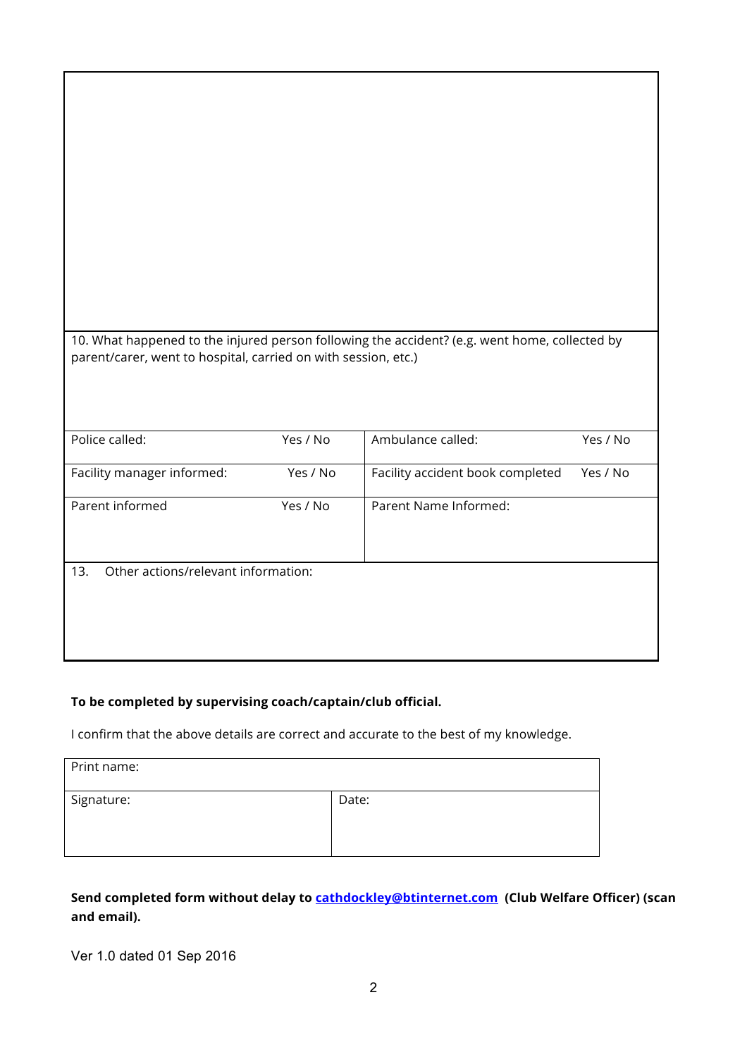10. What happened to the injured person following the accident? (e.g. went home, collected by parent/carer, went to hospital, carried on with session, etc.)

| | | | |
|---|---|---|---|
| Police called: | Yes / No | Ambulance called: | Yes / No |
| Facility manager informed: | Yes / No | Facility accident book completed | Yes / No |
| Parent informed | Yes / No | Parent Name Informed: | |

13. Other actions/relevant information:

**To be completed by supervising coach/captain/club official.**

I confirm that the above details are correct and accurate to the best of my knowledge.

| | |
|---|---|
| Print name: | |
| Signature: | Date: |

**Send completed form without delay to [cathdockley@btinternet.com](mailto:cathdockley@btinternet.com) (Club Welfare Officer) (scan and email).**

Ver 1.0 dated 01 Sep 2016